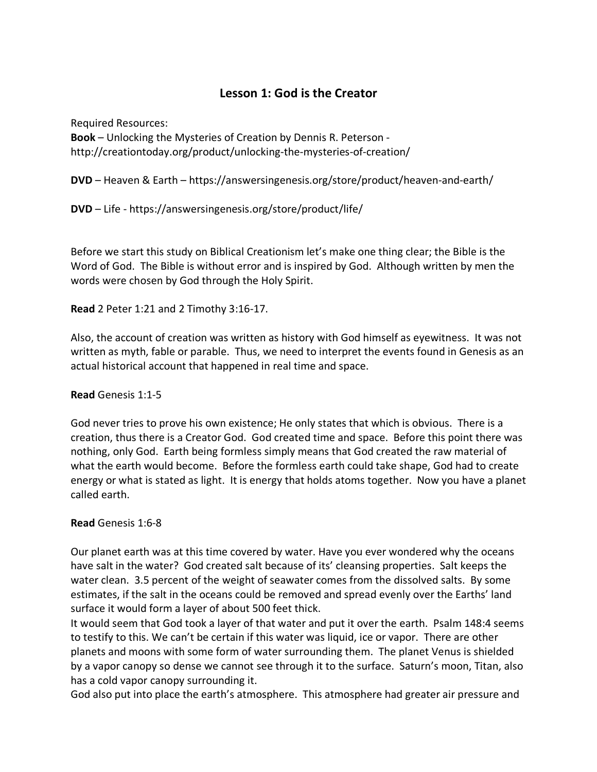# Lesson 1: God is the Creator

Required Resources:
**Book** – Unlocking the Mysteries of Creation by Dennis R. Peterson - http://creationtoday.org/product/unlocking-the-mysteries-of-creation/

**DVD** – Heaven & Earth – https://answersingenesis.org/store/product/heaven-and-earth/

**DVD** – Life - https://answersingenesis.org/store/product/life/

Before we start this study on Biblical Creationism let's make one thing clear; the Bible is the Word of God. The Bible is without error and is inspired by God. Although written by men the words were chosen by God through the Holy Spirit.

**Read** 2 Peter 1:21 and 2 Timothy 3:16-17.

Also, the account of creation was written as history with God himself as eyewitness. It was not written as myth, fable or parable. Thus, we need to interpret the events found in Genesis as an actual historical account that happened in real time and space.

**Read** Genesis 1:1-5

God never tries to prove his own existence; He only states that which is obvious. There is a creation, thus there is a Creator God. God created time and space. Before this point there was nothing, only God. Earth being formless simply means that God created the raw material of what the earth would become. Before the formless earth could take shape, God had to create energy or what is stated as light. It is energy that holds atoms together. Now you have a planet called earth.

**Read** Genesis 1:6-8

Our planet earth was at this time covered by water. Have you ever wondered why the oceans have salt in the water? God created salt because of its' cleansing properties. Salt keeps the water clean. 3.5 percent of the weight of seawater comes from the dissolved salts. By some estimates, if the salt in the oceans could be removed and spread evenly over the Earths' land surface it would form a layer of about 500 feet thick.
It would seem that God took a layer of that water and put it over the earth. Psalm 148:4 seems to testify to this. We can't be certain if this water was liquid, ice or vapor. There are other planets and moons with some form of water surrounding them. The planet Venus is shielded by a vapor canopy so dense we cannot see through it to the surface. Saturn's moon, Titan, also has a cold vapor canopy surrounding it.
God also put into place the earth's atmosphere. This atmosphere had greater air pressure and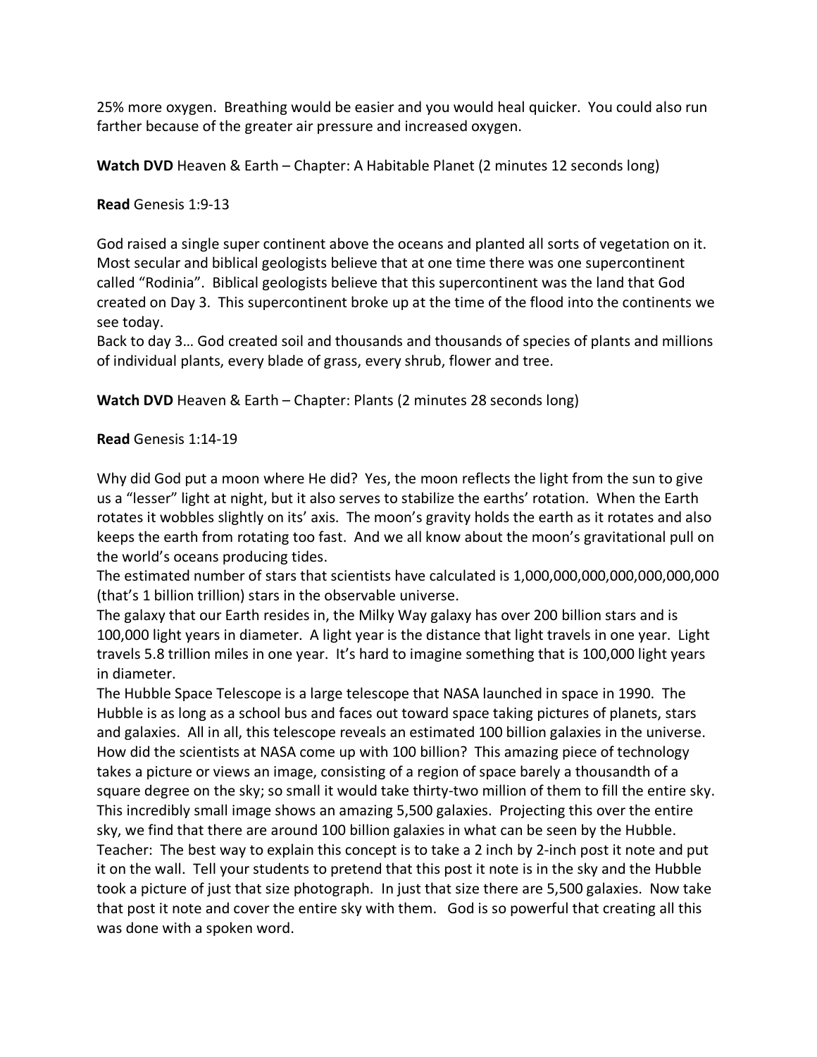25% more oxygen.  Breathing would be easier and you would heal quicker.  You could also run farther because of the greater air pressure and increased oxygen.

**Watch DVD** Heaven & Earth – Chapter: A Habitable Planet (2 minutes 12 seconds long)

**Read** Genesis 1:9-13

God raised a single super continent above the oceans and planted all sorts of vegetation on it. Most secular and biblical geologists believe that at one time there was one supercontinent called "Rodinia".  Biblical geologists believe that this supercontinent was the land that God created on Day 3.  This supercontinent broke up at the time of the flood into the continents we see today.
Back to day 3… God created soil and thousands and thousands of species of plants and millions of individual plants, every blade of grass, every shrub, flower and tree.

**Watch DVD** Heaven & Earth – Chapter: Plants (2 minutes 28 seconds long)

**Read** Genesis 1:14-19

Why did God put a moon where He did? Yes, the moon reflects the light from the sun to give us a "lesser" light at night, but it also serves to stabilize the earths' rotation.  When the Earth rotates it wobbles slightly on its' axis.  The moon's gravity holds the earth as it rotates and also keeps the earth from rotating too fast.  And we all know about the moon's gravitational pull on the world's oceans producing tides.
The estimated number of stars that scientists have calculated is 1,000,000,000,000,000,000,000 (that's 1 billion trillion) stars in the observable universe.
The galaxy that our Earth resides in, the Milky Way galaxy has over 200 billion stars and is 100,000 light years in diameter.  A light year is the distance that light travels in one year.  Light travels 5.8 trillion miles in one year.  It's hard to imagine something that is 100,000 light years in diameter.
The Hubble Space Telescope is a large telescope that NASA launched in space in 1990.  The Hubble is as long as a school bus and faces out toward space taking pictures of planets, stars and galaxies.  All in all, this telescope reveals an estimated 100 billion galaxies in the universe. How did the scientists at NASA come up with 100 billion?  This amazing piece of technology takes a picture or views an image, consisting of a region of space barely a thousandth of a square degree on the sky; so small it would take thirty-two million of them to fill the entire sky. This incredibly small image shows an amazing 5,500 galaxies.  Projecting this over the entire sky, we find that there are around 100 billion galaxies in what can be seen by the Hubble.
Teacher:  The best way to explain this concept is to take a 2 inch by 2-inch post it note and put it on the wall.  Tell your students to pretend that this post it note is in the sky and the Hubble took a picture of just that size photograph.  In just that size there are 5,500 galaxies.  Now take that post it note and cover the entire sky with them.   God is so powerful that creating all this was done with a spoken word.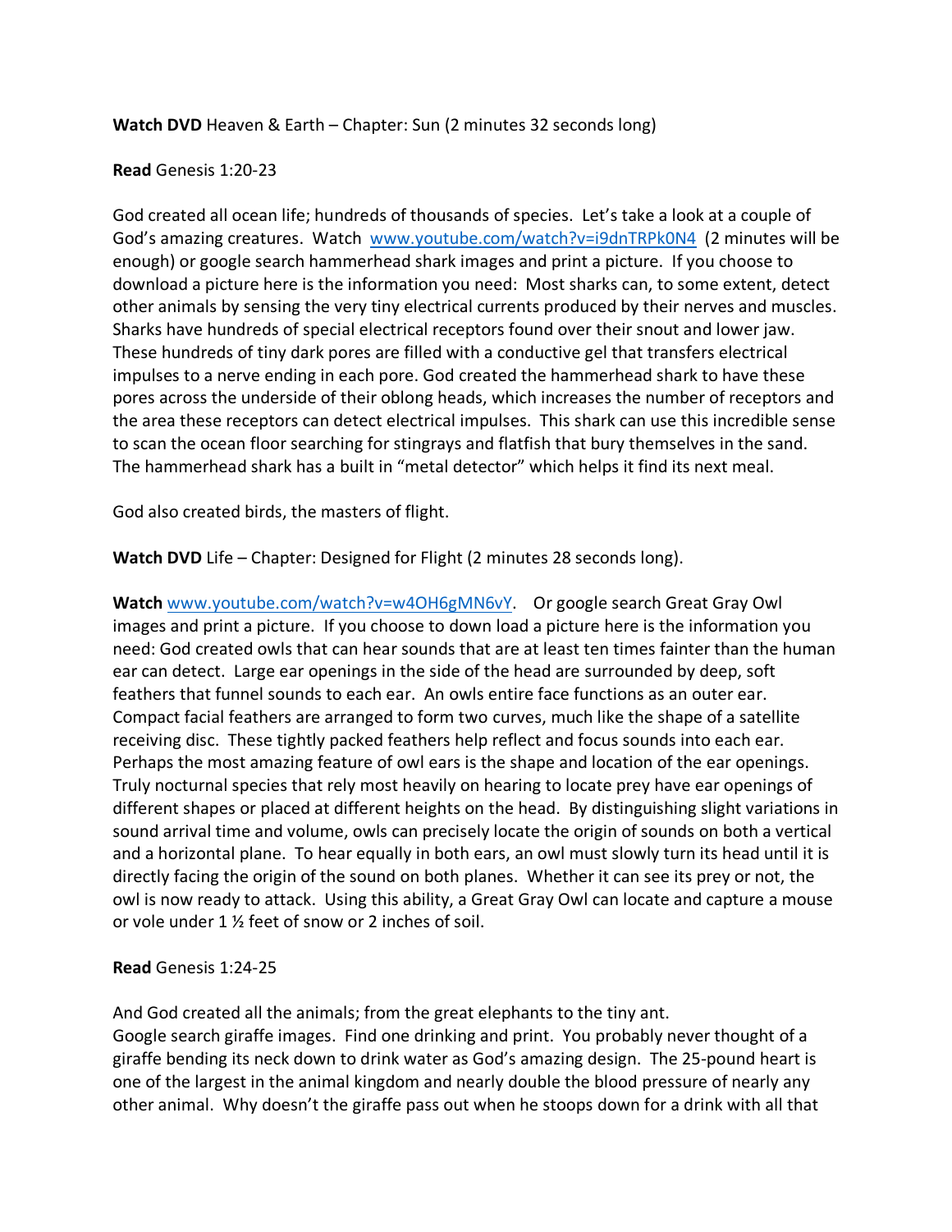**Watch DVD** Heaven & Earth – Chapter: Sun (2 minutes 32 seconds long)

**Read** Genesis 1:20-23

God created all ocean life; hundreds of thousands of species. Let's take a look at a couple of God's amazing creatures. Watch [www.youtube.com/watch?v=i9dnTRPk0N4](http://www.youtube.com/watch?v=i9dnTRPk0N4) (2 minutes will be enough) or google search hammerhead shark images and print a picture. If you choose to download a picture here is the information you need: Most sharks can, to some extent, detect other animals by sensing the very tiny electrical currents produced by their nerves and muscles. Sharks have hundreds of special electrical receptors found over their snout and lower jaw. These hundreds of tiny dark pores are filled with a conductive gel that transfers electrical impulses to a nerve ending in each pore. God created the hammerhead shark to have these pores across the underside of their oblong heads, which increases the number of receptors and the area these receptors can detect electrical impulses. This shark can use this incredible sense to scan the ocean floor searching for stingrays and flatfish that bury themselves in the sand. The hammerhead shark has a built in "metal detector" which helps it find its next meal.

God also created birds, the masters of flight.

**Watch DVD** Life – Chapter: Designed for Flight (2 minutes 28 seconds long).

**Watch** [www.youtube.com/watch?v=w4OH6gMN6vY](http://www.youtube.com/watch?v=w4OH6gMN6vY). Or google search Great Gray Owl images and print a picture. If you choose to down load a picture here is the information you need: God created owls that can hear sounds that are at least ten times fainter than the human ear can detect. Large ear openings in the side of the head are surrounded by deep, soft feathers that funnel sounds to each ear. An owls entire face functions as an outer ear. Compact facial feathers are arranged to form two curves, much like the shape of a satellite receiving disc. These tightly packed feathers help reflect and focus sounds into each ear. Perhaps the most amazing feature of owl ears is the shape and location of the ear openings. Truly nocturnal species that rely most heavily on hearing to locate prey have ear openings of different shapes or placed at different heights on the head. By distinguishing slight variations in sound arrival time and volume, owls can precisely locate the origin of sounds on both a vertical and a horizontal plane. To hear equally in both ears, an owl must slowly turn its head until it is directly facing the origin of the sound on both planes. Whether it can see its prey or not, the owl is now ready to attack. Using this ability, a Great Gray Owl can locate and capture a mouse or vole under 1 ½ feet of snow or 2 inches of soil.

**Read** Genesis 1:24-25

And God created all the animals; from the great elephants to the tiny ant.
Google search giraffe images. Find one drinking and print. You probably never thought of a giraffe bending its neck down to drink water as God's amazing design. The 25-pound heart is one of the largest in the animal kingdom and nearly double the blood pressure of nearly any other animal. Why doesn't the giraffe pass out when he stoops down for a drink with all that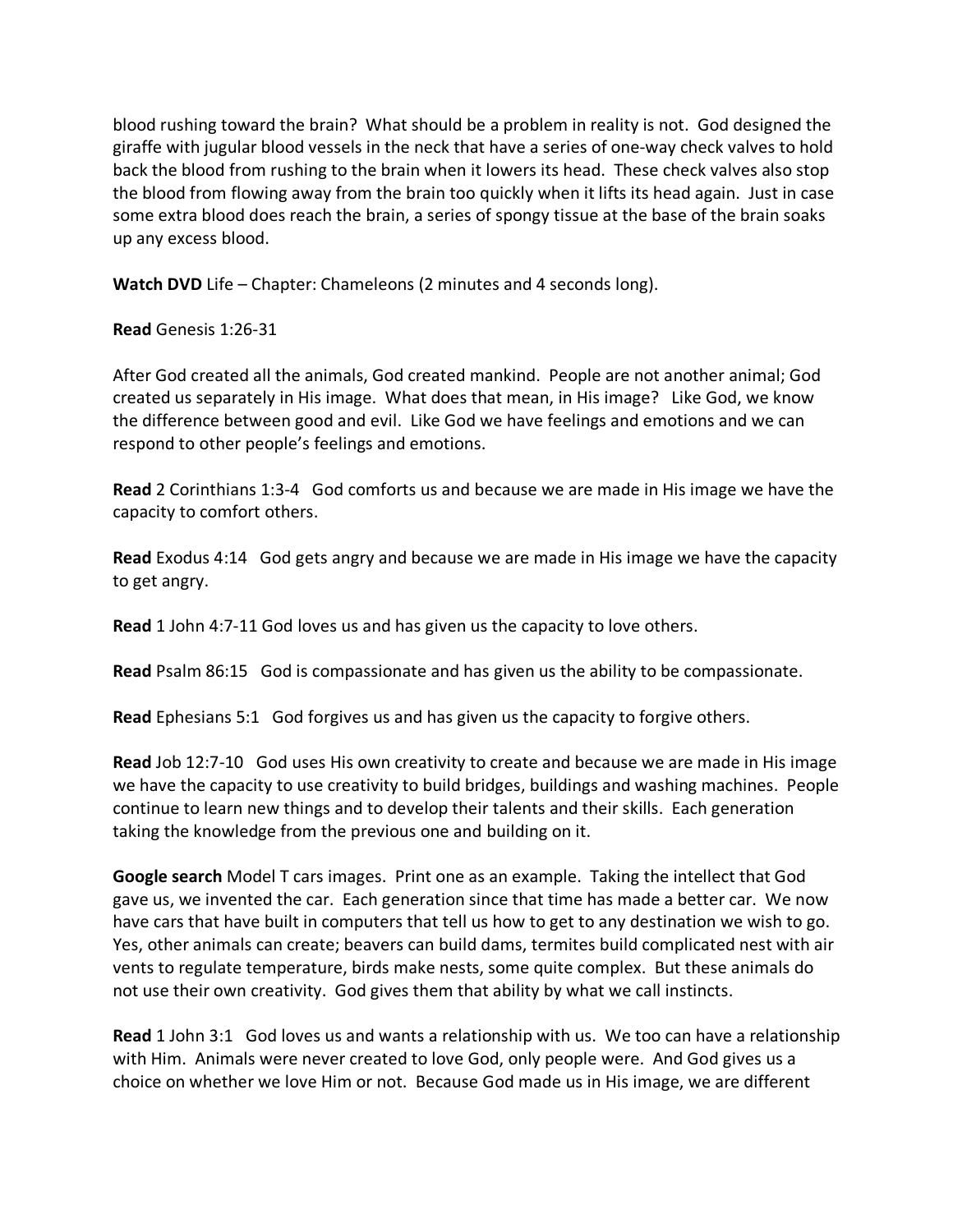blood rushing toward the brain? What should be a problem in reality is not. God designed the giraffe with jugular blood vessels in the neck that have a series of one-way check valves to hold back the blood from rushing to the brain when it lowers its head. These check valves also stop the blood from flowing away from the brain too quickly when it lifts its head again. Just in case some extra blood does reach the brain, a series of spongy tissue at the base of the brain soaks up any excess blood.

**Watch DVD** Life – Chapter: Chameleons (2 minutes and 4 seconds long).

**Read** Genesis 1:26-31

After God created all the animals, God created mankind. People are not another animal; God created us separately in His image. What does that mean, in His image? Like God, we know the difference between good and evil. Like God we have feelings and emotions and we can respond to other people's feelings and emotions.

**Read** 2 Corinthians 1:3-4 God comforts us and because we are made in His image we have the capacity to comfort others.

**Read** Exodus 4:14 God gets angry and because we are made in His image we have the capacity to get angry.

**Read** 1 John 4:7-11 God loves us and has given us the capacity to love others.

**Read** Psalm 86:15 God is compassionate and has given us the ability to be compassionate.

**Read** Ephesians 5:1 God forgives us and has given us the capacity to forgive others.

**Read** Job 12:7-10 God uses His own creativity to create and because we are made in His image we have the capacity to use creativity to build bridges, buildings and washing machines. People continue to learn new things and to develop their talents and their skills. Each generation taking the knowledge from the previous one and building on it.

**Google search** Model T cars images. Print one as an example. Taking the intellect that God gave us, we invented the car. Each generation since that time has made a better car. We now have cars that have built in computers that tell us how to get to any destination we wish to go. Yes, other animals can create; beavers can build dams, termites build complicated nest with air vents to regulate temperature, birds make nests, some quite complex. But these animals do not use their own creativity. God gives them that ability by what we call instincts.

**Read** 1 John 3:1 God loves us and wants a relationship with us. We too can have a relationship with Him. Animals were never created to love God, only people were. And God gives us a choice on whether we love Him or not. Because God made us in His image, we are different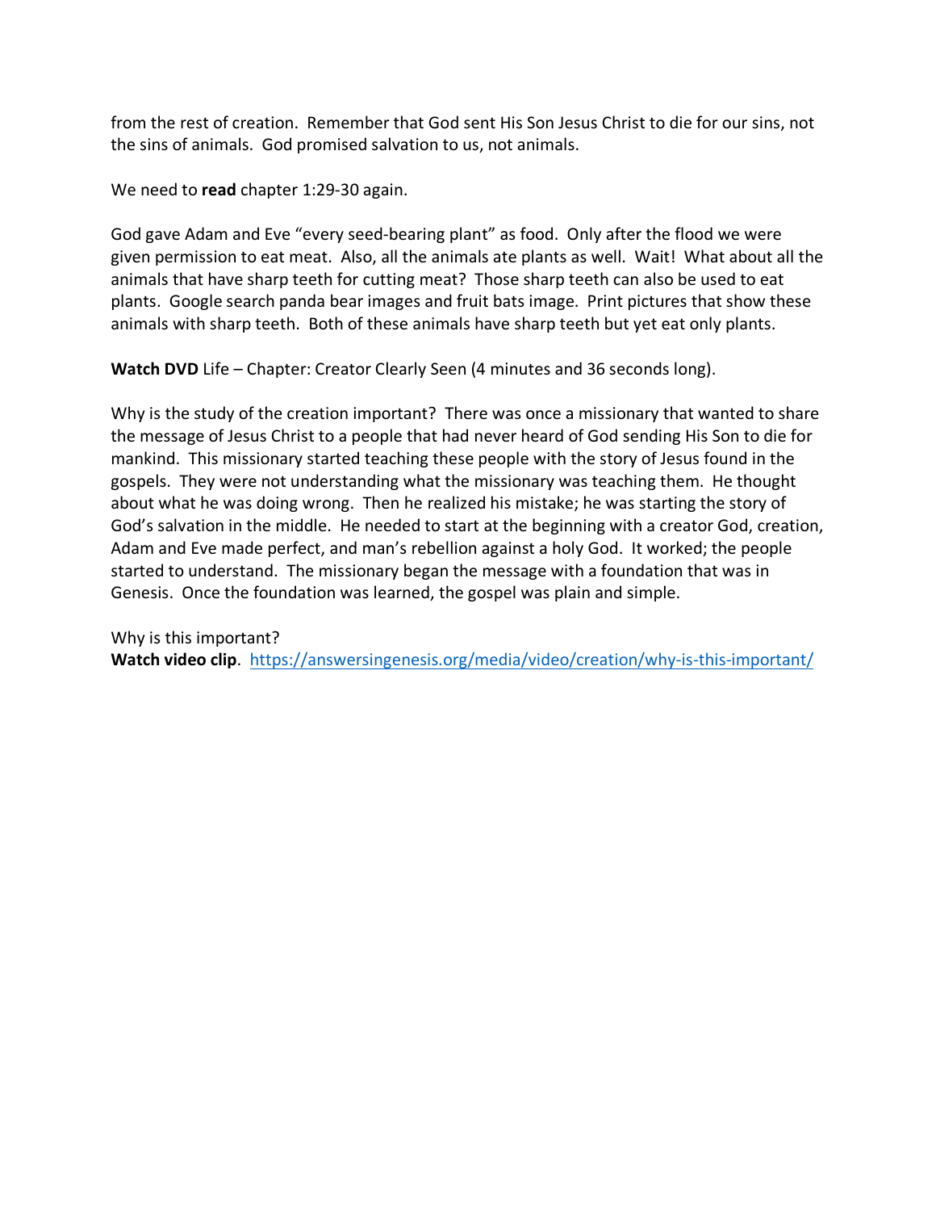from the rest of creation. Remember that God sent His Son Jesus Christ to die for our sins, not the sins of animals. God promised salvation to us, not animals.

We need to **read** chapter 1:29-30 again.

God gave Adam and Eve "every seed-bearing plant" as food. Only after the flood we were given permission to eat meat. Also, all the animals ate plants as well. Wait! What about all the animals that have sharp teeth for cutting meat? Those sharp teeth can also be used to eat plants. Google search panda bear images and fruit bats image. Print pictures that show these animals with sharp teeth. Both of these animals have sharp teeth but yet eat only plants.

**Watch DVD** Life – Chapter: Creator Clearly Seen (4 minutes and 36 seconds long).

Why is the study of the creation important? There was once a missionary that wanted to share the message of Jesus Christ to a people that had never heard of God sending His Son to die for mankind. This missionary started teaching these people with the story of Jesus found in the gospels. They were not understanding what the missionary was teaching them. He thought about what he was doing wrong. Then he realized his mistake; he was starting the story of God's salvation in the middle. He needed to start at the beginning with a creator God, creation, Adam and Eve made perfect, and man's rebellion against a holy God. It worked; the people started to understand. The missionary began the message with a foundation that was in Genesis. Once the foundation was learned, the gospel was plain and simple.

Why is this important?
**Watch video clip**. https://answersingenesis.org/media/video/creation/why-is-this-important/